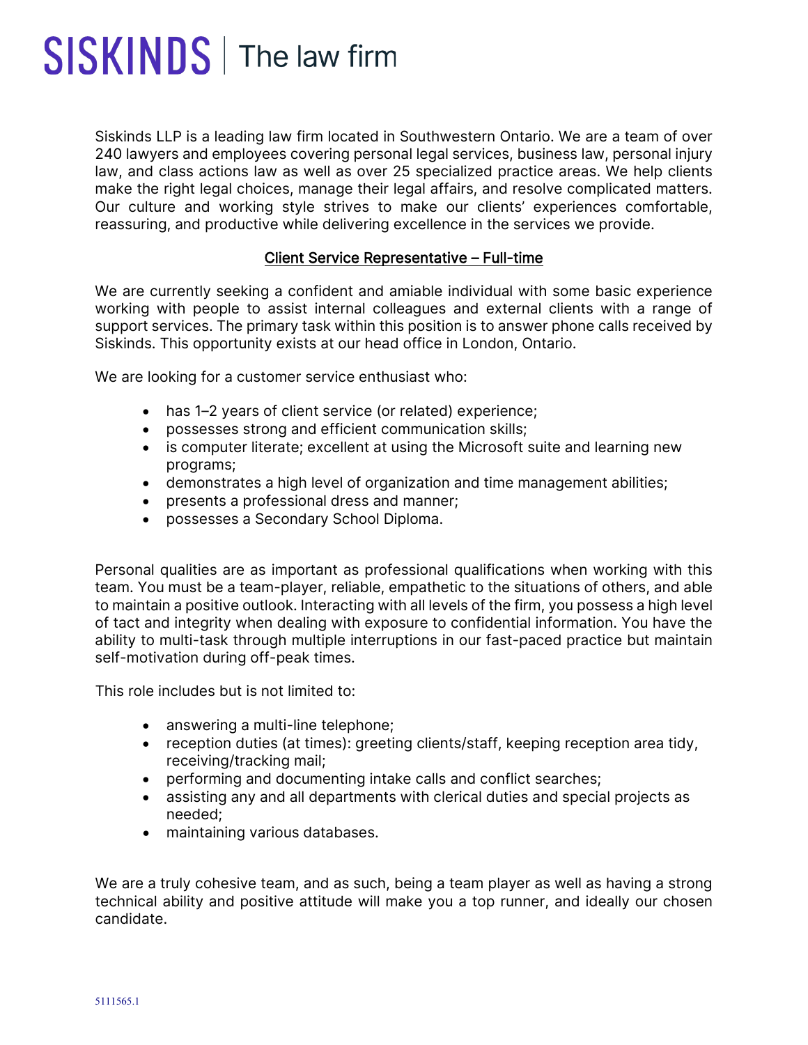# SISKINDS | The law firm

Siskinds LLP is a leading law firm located in Southwestern Ontario. We are a team of over 240 lawyers and employees covering personal legal services, business law, personal injury law, and class actions law as well as over 25 specialized practice areas. We help clients make the right legal choices, manage their legal affairs, and resolve complicated matters. Our culture and working style strives to make our clients' experiences comfortable, reassuring, and productive while delivering excellence in the services we provide.

## Client Service Representative – Full-time

We are currently seeking a confident and amiable individual with some basic experience working with people to assist internal colleagues and external clients with a range of support services. The primary task within this position is to answer phone calls received by Siskinds. This opportunity exists at our head office in London, Ontario.

We are looking for a customer service enthusiast who:

- has 1–2 years of client service (or related) experience;
- possesses strong and efficient communication skills;
- is computer literate; excellent at using the Microsoft suite and learning new programs;
- demonstrates a high level of organization and time management abilities;
- presents a professional dress and manner;
- possesses a Secondary School Diploma.

Personal qualities are as important as professional qualifications when working with this team. You must be a team-player, reliable, empathetic to the situations of others, and able to maintain a positive outlook. Interacting with all levels of the firm, you possess a high level of tact and integrity when dealing with exposure to confidential information. You have the ability to multi-task through multiple interruptions in our fast-paced practice but maintain self-motivation during off-peak times.

This role includes but is not limited to:

- answering a multi-line telephone;
- reception duties (at times): greeting clients/staff, keeping reception area tidy, receiving/tracking mail;
- performing and documenting intake calls and conflict searches;
- assisting any and all departments with clerical duties and special projects as needed;
- maintaining various databases.

We are a truly cohesive team, and as such, being a team player as well as having a strong technical ability and positive attitude will make you a top runner, and ideally our chosen candidate.

5111565.1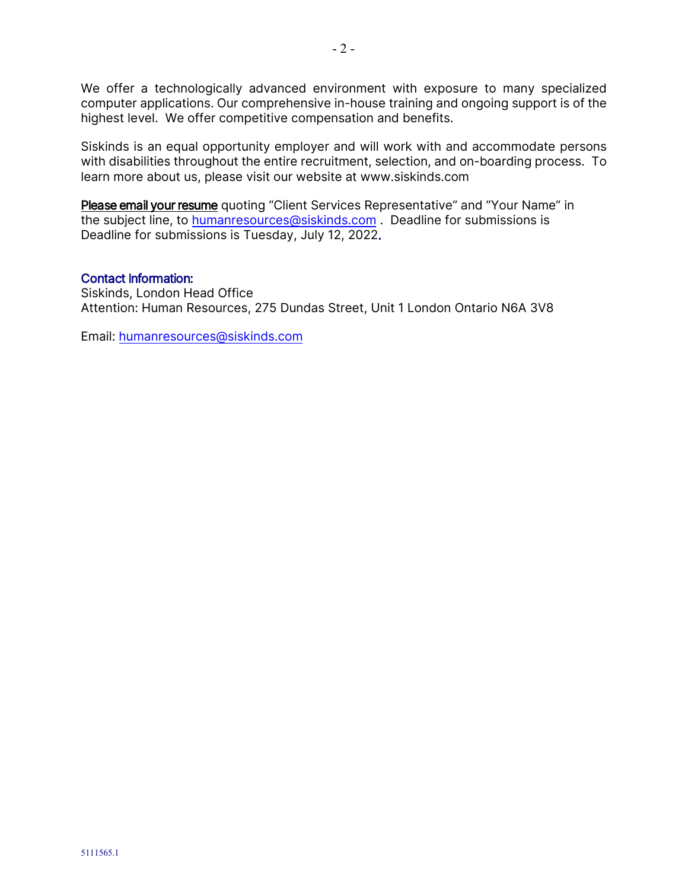We offer a technologically advanced environment with exposure to many specialized computer applications. Our comprehensive in-house training and ongoing support is of the highest level. We offer competitive compensation and benefits.

Siskinds is an equal opportunity employer and will work with and accommodate persons with disabilities throughout the entire recruitment, selection, and on-boarding process. To learn more about us, please visit our website at www.siskinds.com

**Please email your resume** quoting "Client Services Representative" and "Your Name" in the subject line, to humanresources@siskinds.com . Deadline for submissions is Deadline for submissions is Tuesday, July 12, 2022.

**Contact Information:**
Siskinds, London Head Office
Attention: Human Resources, 275 Dundas Street, Unit 1 London Ontario N6A 3V8

Email: humanresources@siskinds.com

5111565.1